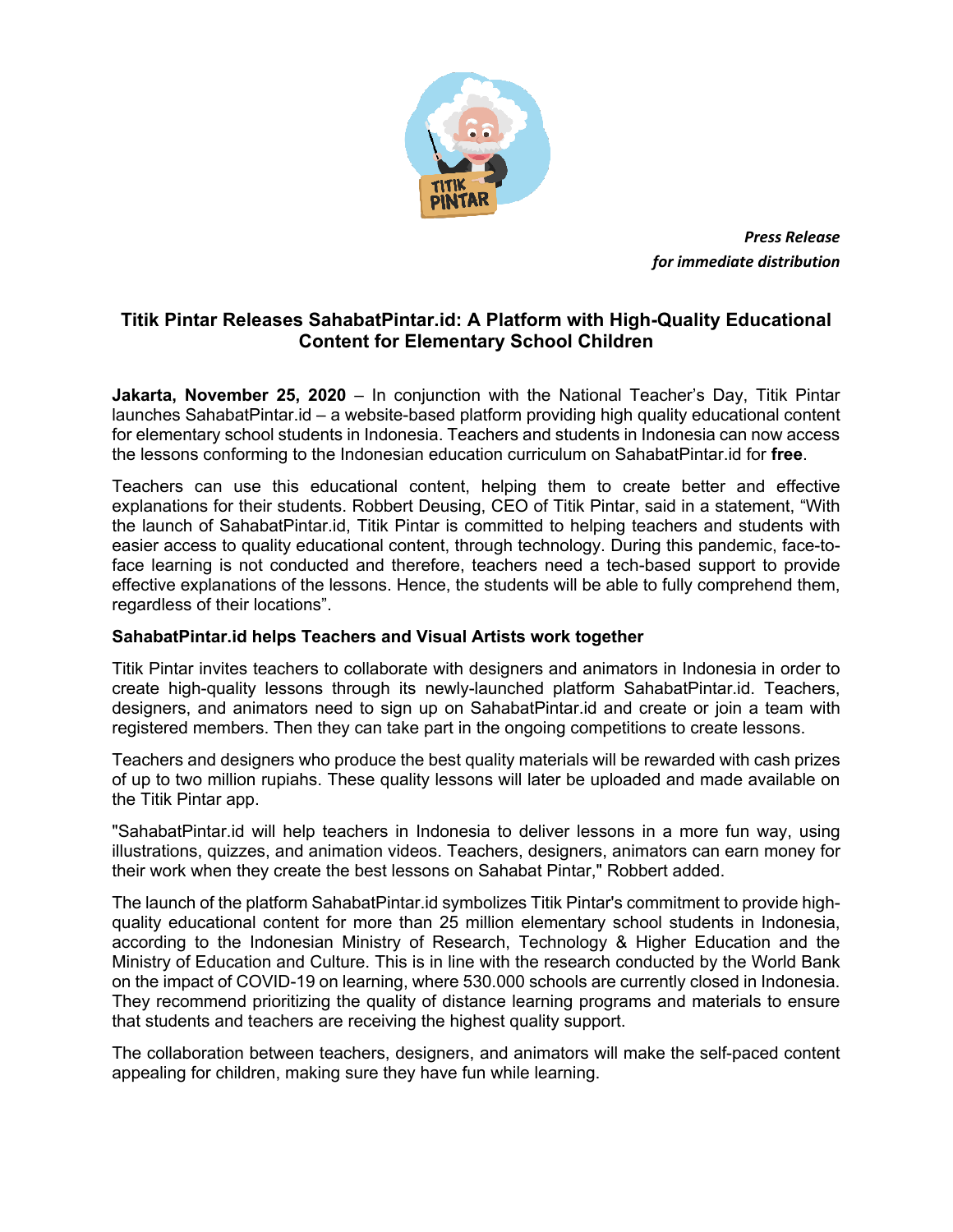***Press Release***
***for immediate distribution***

# Titik Pintar Releases SahabatPintar.id: A Platform with High-Quality Educational Content for Elementary School Children

**Jakarta, November 25, 2020** – In conjunction with the National Teacher's Day, Titik Pintar launches SahabatPintar.id – a website-based platform providing high quality educational content for elementary school students in Indonesia. Teachers and students in Indonesia can now access the lessons conforming to the Indonesian education curriculum on SahabatPintar.id for **free**.

Teachers can use this educational content, helping them to create better and effective explanations for their students. Robbert Deusing, CEO of Titik Pintar, said in a statement, "With the launch of SahabatPintar.id, Titik Pintar is committed to helping teachers and students with easier access to quality educational content, through technology. During this pandemic, face-to-face learning is not conducted and therefore, teachers need a tech-based support to provide effective explanations of the lessons. Hence, the students will be able to fully comprehend them, regardless of their locations".

## SahabatPintar.id helps Teachers and Visual Artists work together

Titik Pintar invites teachers to collaborate with designers and animators in Indonesia in order to create high-quality lessons through its newly-launched platform SahabatPintar.id. Teachers, designers, and animators need to sign up on SahabatPintar.id and create or join a team with registered members. Then they can take part in the ongoing competitions to create lessons.

Teachers and designers who produce the best quality materials will be rewarded with cash prizes of up to two million rupiahs. These quality lessons will later be uploaded and made available on the Titik Pintar app.

"SahabatPintar.id will help teachers in Indonesia to deliver lessons in a more fun way, using illustrations, quizzes, and animation videos. Teachers, designers, animators can earn money for their work when they create the best lessons on Sahabat Pintar," Robbert added.

The launch of the platform SahabatPintar.id symbolizes Titik Pintar's commitment to provide high-quality educational content for more than 25 million elementary school students in Indonesia, according to the Indonesian Ministry of Research, Technology & Higher Education and the Ministry of Education and Culture. This is in line with the research conducted by the World Bank on the impact of COVID-19 on learning, where 530.000 schools are currently closed in Indonesia. They recommend prioritizing the quality of distance learning programs and materials to ensure that students and teachers are receiving the highest quality support.

The collaboration between teachers, designers, and animators will make the self-paced content appealing for children, making sure they have fun while learning.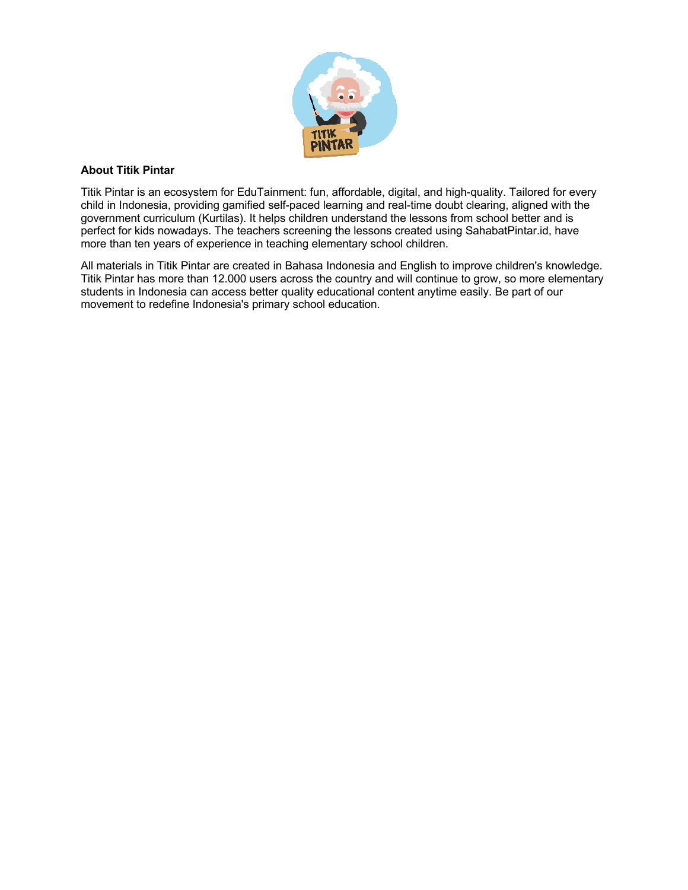**About Titik Pintar**

Titik Pintar is an ecosystem for EduTainment: fun, affordable, digital, and high-quality. Tailored for every child in Indonesia, providing gamified self-paced learning and real-time doubt clearing, aligned with the government curriculum (Kurtilas). It helps children understand the lessons from school better and is perfect for kids nowadays. The teachers screening the lessons created using SahabatPintar.id, have more than ten years of experience in teaching elementary school children.

All materials in Titik Pintar are created in Bahasa Indonesia and English to improve children's knowledge. Titik Pintar has more than 12.000 users across the country and will continue to grow, so more elementary students in Indonesia can access better quality educational content anytime easily. Be part of our movement to redefine Indonesia's primary school education.